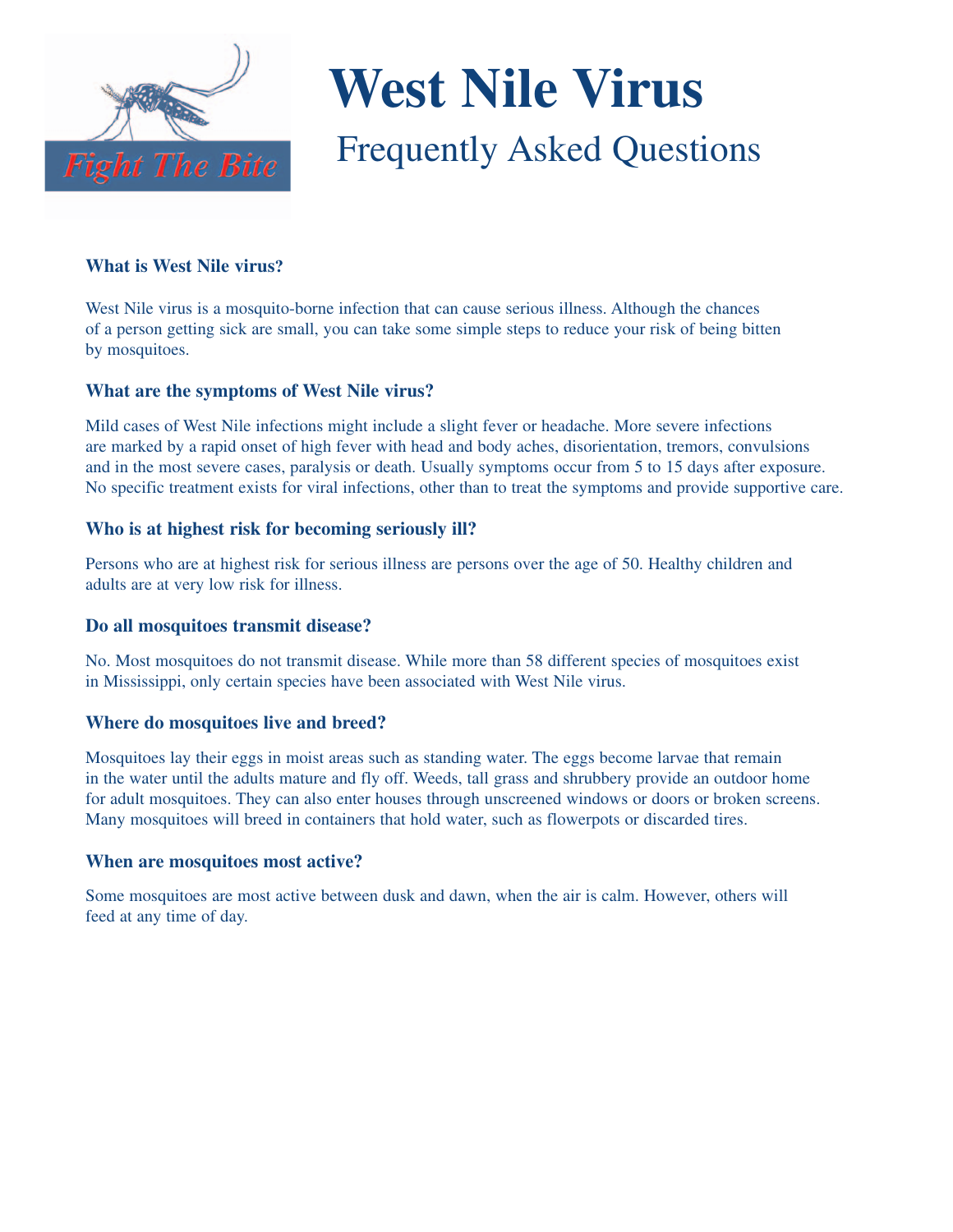# West Nile Virus

## Frequently Asked Questions

### What is West Nile virus?

West Nile virus is a mosquito-borne infection that can cause serious illness. Although the chances of a person getting sick are small, you can take some simple steps to reduce your risk of being bitten by mosquitoes.

### What are the symptoms of West Nile virus?

Mild cases of West Nile infections might include a slight fever or headache. More severe infections are marked by a rapid onset of high fever with head and body aches, disorientation, tremors, convulsions and in the most severe cases, paralysis or death. Usually symptoms occur from 5 to 15 days after exposure. No specific treatment exists for viral infections, other than to treat the symptoms and provide supportive care.

### Who is at highest risk for becoming seriously ill?

Persons who are at highest risk for serious illness are persons over the age of 50. Healthy children and adults are at very low risk for illness.

### Do all mosquitoes transmit disease?

No. Most mosquitoes do not transmit disease. While more than 58 different species of mosquitoes exist in Mississippi, only certain species have been associated with West Nile virus.

### Where do mosquitoes live and breed?

Mosquitoes lay their eggs in moist areas such as standing water. The eggs become larvae that remain in the water until the adults mature and fly off. Weeds, tall grass and shrubbery provide an outdoor home for adult mosquitoes. They can also enter houses through unscreened windows or doors or broken screens. Many mosquitoes will breed in containers that hold water, such as flowerpots or discarded tires.

### When are mosquitoes most active?

Some mosquitoes are most active between dusk and dawn, when the air is calm. However, others will feed at any time of day.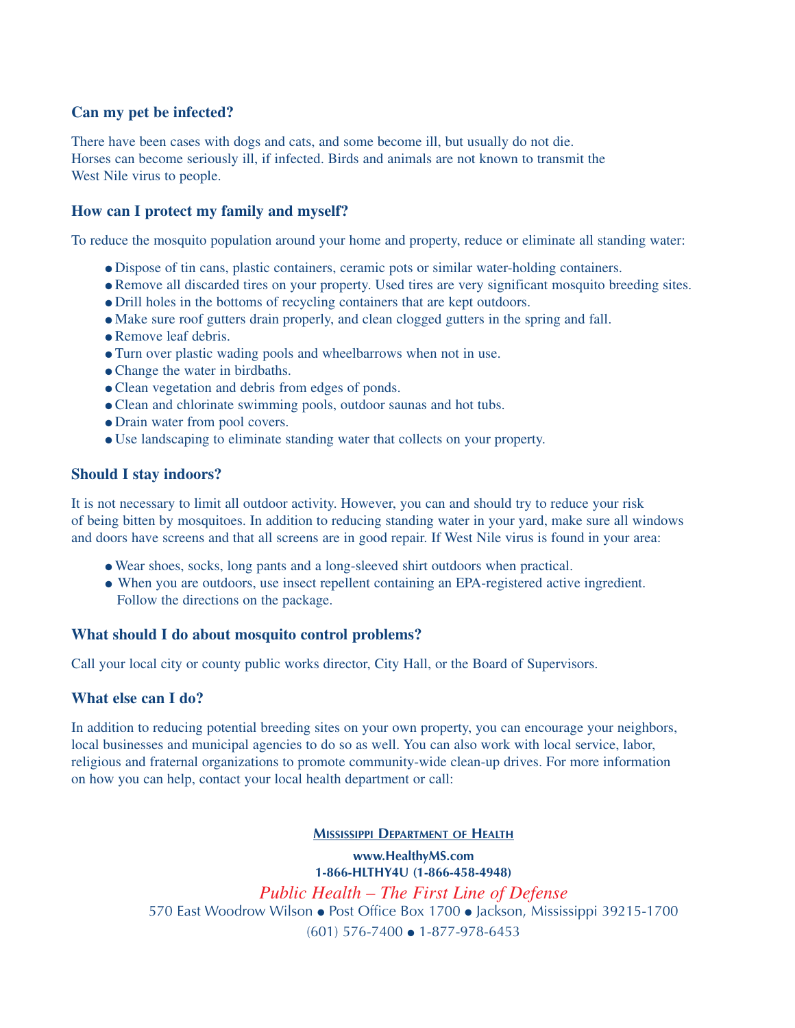## Can my pet be infected?

There have been cases with dogs and cats, and some become ill, but usually do not die. Horses can become seriously ill, if infected. Birds and animals are not known to transmit the West Nile virus to people.

## How can I protect my family and myself?

To reduce the mosquito population around your home and property, reduce or eliminate all standing water:

- Dispose of tin cans, plastic containers, ceramic pots or similar water-holding containers.
- Remove all discarded tires on your property. Used tires are very significant mosquito breeding sites.
- Drill holes in the bottoms of recycling containers that are kept outdoors.
- Make sure roof gutters drain properly, and clean clogged gutters in the spring and fall.
- Remove leaf debris.
- Turn over plastic wading pools and wheelbarrows when not in use.
- Change the water in birdbaths.
- Clean vegetation and debris from edges of ponds.
- Clean and chlorinate swimming pools, outdoor saunas and hot tubs.
- Drain water from pool covers.
- Use landscaping to eliminate standing water that collects on your property.

## Should I stay indoors?

It is not necessary to limit all outdoor activity. However, you can and should try to reduce your risk of being bitten by mosquitoes. In addition to reducing standing water in your yard, make sure all windows and doors have screens and that all screens are in good repair. If West Nile virus is found in your area:

- Wear shoes, socks, long pants and a long-sleeved shirt outdoors when practical.
- When you are outdoors, use insect repellent containing an EPA-registered active ingredient. Follow the directions on the package.

## What should I do about mosquito control problems?

Call your local city or county public works director, City Hall, or the Board of Supervisors.

## What else can I do?

In addition to reducing potential breeding sites on your own property, you can encourage your neighbors, local businesses and municipal agencies to do so as well. You can also work with local service, labor, religious and fraternal organizations to promote community-wide clean-up drives. For more information on how you can help, contact your local health department or call:

**Mississippi Department of Health**

**www.HealthyMS.com**
**1-866-HLTHY4U (1-866-458-4948)**

*Public Health – The First Line of Defense*

570 East Woodrow Wilson • Post Office Box 1700 • Jackson, Mississippi 39215-1700
(601) 576-7400 • 1-877-978-6453